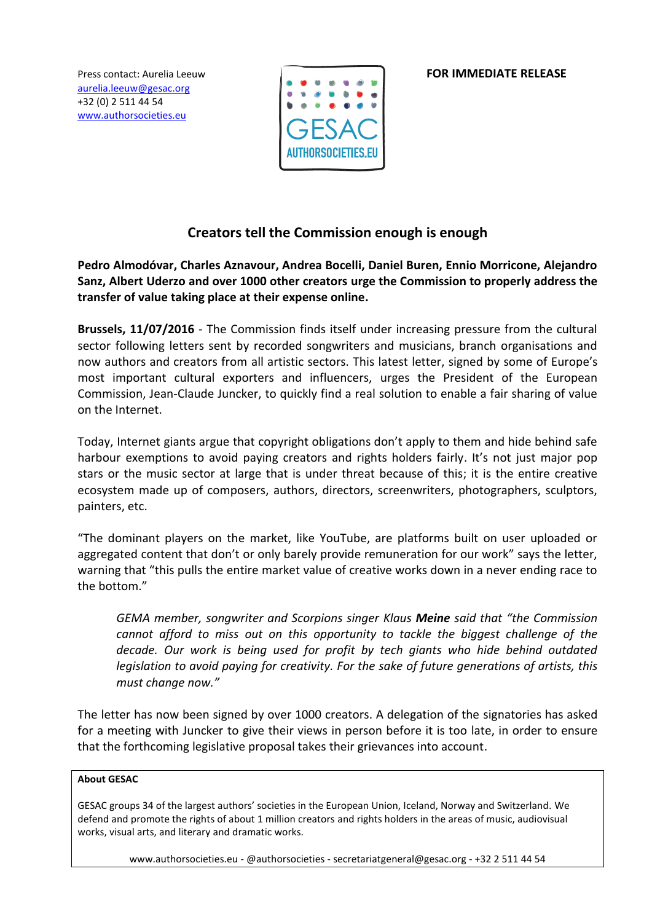Press contact: Aurelia Leeuw
aurelia.leeuw@gesac.org
+32 (0) 2 511 44 54
www.authorsocieties.eu

GESAC
AUTHORSOCIETIES.EU

**FOR IMMEDIATE RELEASE**

# Creators tell the Commission enough is enough

**Pedro Almodóvar, Charles Aznavour, Andrea Bocelli, Daniel Buren, Ennio Morricone, Alejandro Sanz, Albert Uderzo and over 1000 other creators urge the Commission to properly address the transfer of value taking place at their expense online.**

**Brussels, 11/07/2016** - The Commission finds itself under increasing pressure from the cultural sector following letters sent by recorded songwriters and musicians, branch organisations and now authors and creators from all artistic sectors. This latest letter, signed by some of Europe's most important cultural exporters and influencers, urges the President of the European Commission, Jean-Claude Juncker, to quickly find a real solution to enable a fair sharing of value on the Internet.

Today, Internet giants argue that copyright obligations don't apply to them and hide behind safe harbour exemptions to avoid paying creators and rights holders fairly. It's not just major pop stars or the music sector at large that is under threat because of this; it is the entire creative ecosystem made up of composers, authors, directors, screenwriters, photographers, sculptors, painters, etc.

"The dominant players on the market, like YouTube, are platforms built on user uploaded or aggregated content that don't or only barely provide remuneration for our work" says the letter, warning that "this pulls the entire market value of creative works down in a never ending race to the bottom."

> *GEMA member, songwriter and Scorpions singer Klaus* ***Meine*** *said that "the Commission cannot afford to miss out on this opportunity to tackle the biggest challenge of the decade. Our work is being used for profit by tech giants who hide behind outdated legislation to avoid paying for creativity. For the sake of future generations of artists, this must change now."*

The letter has now been signed by over 1000 creators. A delegation of the signatories has asked for a meeting with Juncker to give their views in person before it is too late, in order to ensure that the forthcoming legislative proposal takes their grievances into account.

**About GESAC**

GESAC groups 34 of the largest authors' societies in the European Union, Iceland, Norway and Switzerland. We defend and promote the rights of about 1 million creators and rights holders in the areas of music, audiovisual works, visual arts, and literary and dramatic works.

www.authorsocieties.eu - @authorsocieties - secretariatgeneral@gesac.org - +32 2 511 44 54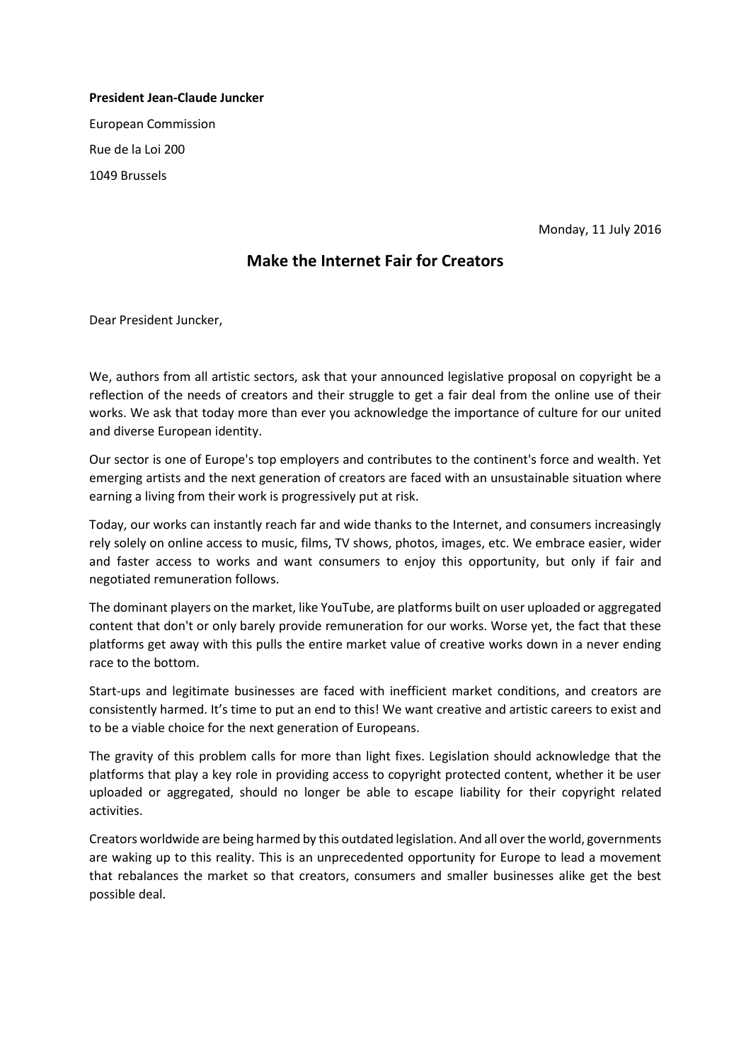**President Jean-Claude Juncker**

European Commission

Rue de la Loi 200

1049 Brussels

Monday, 11 July 2016

## Make the Internet Fair for Creators

Dear President Juncker,

We, authors from all artistic sectors, ask that your announced legislative proposal on copyright be a reflection of the needs of creators and their struggle to get a fair deal from the online use of their works. We ask that today more than ever you acknowledge the importance of culture for our united and diverse European identity.

Our sector is one of Europe's top employers and contributes to the continent's force and wealth. Yet emerging artists and the next generation of creators are faced with an unsustainable situation where earning a living from their work is progressively put at risk.

Today, our works can instantly reach far and wide thanks to the Internet, and consumers increasingly rely solely on online access to music, films, TV shows, photos, images, etc. We embrace easier, wider and faster access to works and want consumers to enjoy this opportunity, but only if fair and negotiated remuneration follows.

The dominant players on the market, like YouTube, are platforms built on user uploaded or aggregated content that don't or only barely provide remuneration for our works. Worse yet, the fact that these platforms get away with this pulls the entire market value of creative works down in a never ending race to the bottom.

Start-ups and legitimate businesses are faced with inefficient market conditions, and creators are consistently harmed. It's time to put an end to this! We want creative and artistic careers to exist and to be a viable choice for the next generation of Europeans.

The gravity of this problem calls for more than light fixes. Legislation should acknowledge that the platforms that play a key role in providing access to copyright protected content, whether it be user uploaded or aggregated, should no longer be able to escape liability for their copyright related activities.

Creators worldwide are being harmed by this outdated legislation. And all over the world, governments are waking up to this reality. This is an unprecedented opportunity for Europe to lead a movement that rebalances the market so that creators, consumers and smaller businesses alike get the best possible deal.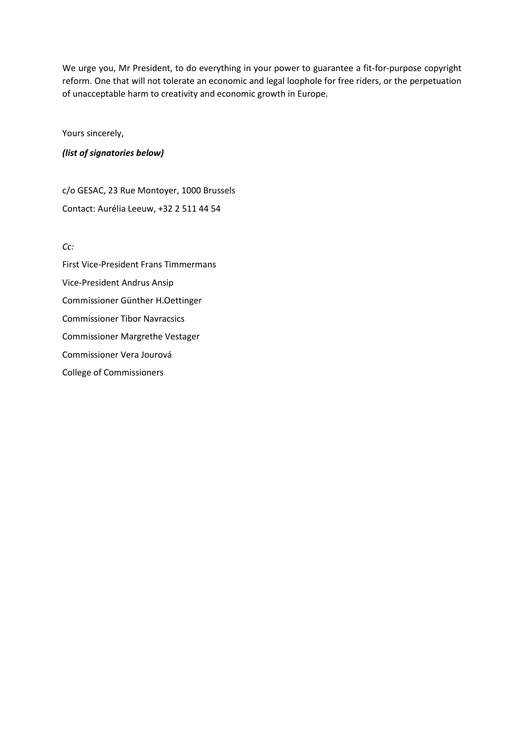We urge you, Mr President, to do everything in your power to guarantee a fit-for-purpose copyright reform. One that will not tolerate an economic and legal loophole for free riders, or the perpetuation of unacceptable harm to creativity and economic growth in Europe.

Yours sincerely,

***(list of signatories below)***

c/o GESAC, 23 Rue Montoyer, 1000 Brussels

Contact: Aurélia Leeuw, +32 2 511 44 54

*Cc:*

First Vice-President Frans Timmermans

Vice-President Andrus Ansip

Commissioner Günther H.Oettinger

Commissioner Tibor Navracsics

Commissioner Margrethe Vestager

Commissioner Vera Jourová

College of Commissioners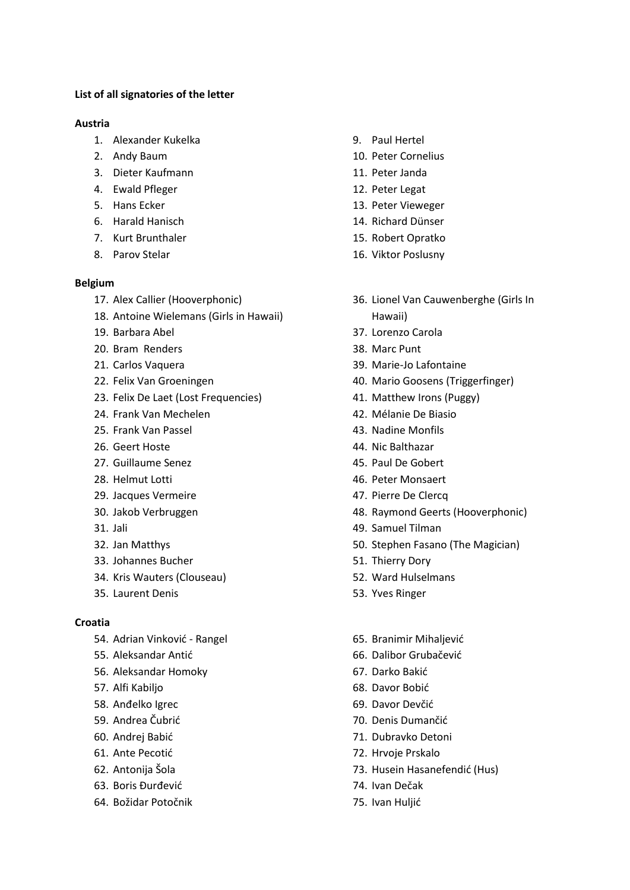**List of all signatories of the letter**

**Austria**

1. Alexander Kukelka
2. Andy Baum
3. Dieter Kaufmann
4. Ewald Pfleger
5. Hans Ecker
6. Harald Hanisch
7. Kurt Brunthaler
8. Parov Stelar
9. Paul Hertel
10. Peter Cornelius
11. Peter Janda
12. Peter Legat
13. Peter Vieweger
14. Richard Dünser
15. Robert Opratko
16. Viktor Poslusny

**Belgium**

17. Alex Callier (Hooverphonic)
18. Antoine Wielemans (Girls in Hawaii)
19. Barbara Abel
20. Bram Renders
21. Carlos Vaquera
22. Felix Van Groeningen
23. Felix De Laet (Lost Frequencies)
24. Frank Van Mechelen
25. Frank Van Passel
26. Geert Hoste
27. Guillaume Senez
28. Helmut Lotti
29. Jacques Vermeire
30. Jakob Verbruggen
31. Jali
32. Jan Matthys
33. Johannes Bucher
34. Kris Wauters (Clouseau)
35. Laurent Denis
36. Lionel Van Cauwenberghe (Girls In Hawaii)
37. Lorenzo Carola
38. Marc Punt
39. Marie-Jo Lafontaine
40. Mario Goosens (Triggerfinger)
41. Matthew Irons (Puggy)
42. Mélanie De Biasio
43. Nadine Monfils
44. Nic Balthazar
45. Paul De Gobert
46. Peter Monsaert
47. Pierre De Clercq
48. Raymond Geerts (Hooverphonic)
49. Samuel Tilman
50. Stephen Fasano (The Magician)
51. Thierry Dory
52. Ward Hulselmans
53. Yves Ringer

**Croatia**

54. Adrian Vinković - Rangel
55. Aleksandar Antić
56. Aleksandar Homoky
57. Alfi Kabiljo
58. Anđelko Igrec
59. Andrea Čubrić
60. Andrej Babić
61. Ante Pecotić
62. Antonija Šola
63. Boris Đurđević
64. Božidar Potočnik
65. Branimir Mihaljević
66. Dalibor Grubačević
67. Darko Bakić
68. Davor Bobić
69. Davor Devčić
70. Denis Dumančić
71. Dubravko Detoni
72. Hrvoje Prskalo
73. Husein Hasanefendić (Hus)
74. Ivan Dečak
75. Ivan Huljić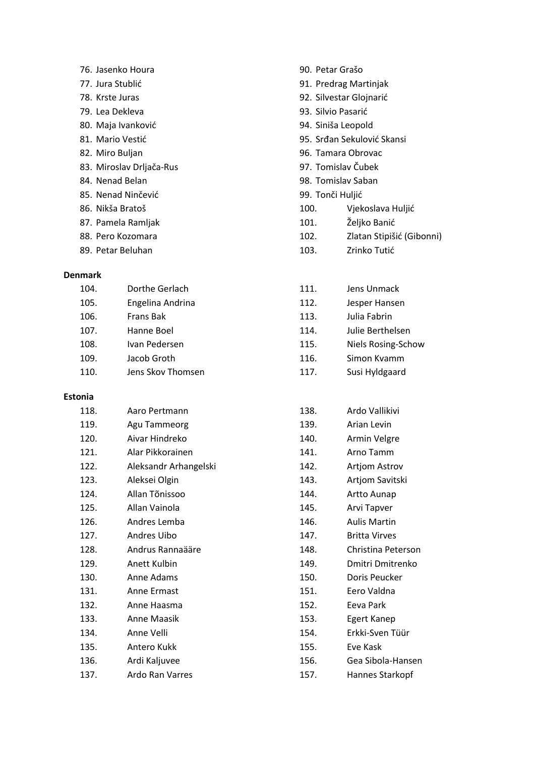76. Jasenko Houra
77. Jura Stublić
78. Krste Juras
79. Lea Dekleva
80. Maja Ivanković
81. Mario Vestić
82. Miro Buljan
83. Miroslav Drljača-Rus
84. Nenad Belan
85. Nenad Ninčević
86. Nikša Bratoš
87. Pamela Ramljak
88. Pero Kozomara
89. Petar Beluhan
90. Petar Grašo
91. Predrag Martinjak
92. Silvestar Glojnarić
93. Silvio Pasarić
94. Siniša Leopold
95. Srđan Sekulović Skansi
96. Tamara Obrovac
97. Tomislav Čubek
98. Tomislav Saban
99. Tonči Huljić
100. Vjekoslava Huljić
101. Željko Banić
102. Zlatan Stipišić (Gibonni)
103. Zrinko Tutić

**Denmark**

104. Dorthe Gerlach
105. Engelina Andrina
106. Frans Bak
107. Hanne Boel
108. Ivan Pedersen
109. Jacob Groth
110. Jens Skov Thomsen
111. Jens Unmack
112. Jesper Hansen
113. Julia Fabrin
114. Julie Berthelsen
115. Niels Rosing-Schow
116. Simon Kvamm
117. Susi Hyldgaard

**Estonia**

118. Aaro Pertmann
119. Agu Tammeorg
120. Aivar Hindreko
121. Alar Pikkorainen
122. Aleksandr Arhangelski
123. Aleksei Olgin
124. Allan Tõnissoo
125. Allan Vainola
126. Andres Lemba
127. Andres Uibo
128. Andrus Rannaääre
129. Anett Kulbin
130. Anne Adams
131. Anne Ermast
132. Anne Haasma
133. Anne Maasik
134. Anne Velli
135. Antero Kukk
136. Ardi Kaljuvee
137. Ardo Ran Varres
138. Ardo Vallikivi
139. Arian Levin
140. Armin Velgre
141. Arno Tamm
142. Artjom Astrov
143. Artjom Savitski
144. Artto Aunap
145. Arvi Tapver
146. Aulis Martin
147. Britta Virves
148. Christina Peterson
149. Dmitri Dmitrenko
150. Doris Peucker
151. Eero Valdna
152. Eeva Park
153. Egert Kanep
154. Erkki-Sven Tüür
155. Eve Kask
156. Gea Sibola-Hansen
157. Hannes Starkopf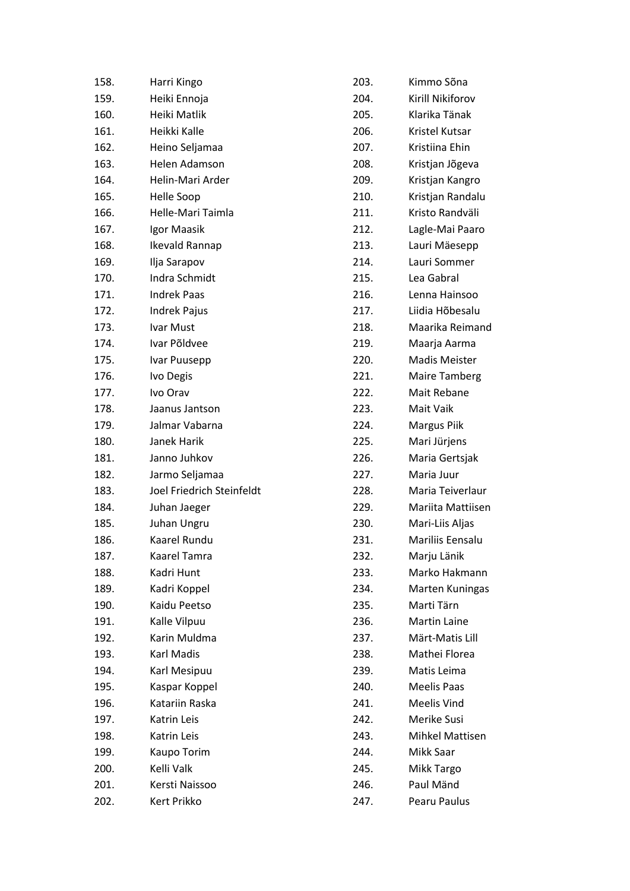158. Harri Kingo
159. Heiki Ennoja
160. Heiki Matlik
161. Heikki Kalle
162. Heino Seljamaa
163. Helen Adamson
164. Helin-Mari Arder
165. Helle Soop
166. Helle-Mari Taimla
167. Igor Maasik
168. Ikevald Rannap
169. Ilja Sarapov
170. Indra Schmidt
171. Indrek Paas
172. Indrek Pajus
173. Ivar Must
174. Ivar Põldvee
175. Ivar Puusepp
176. Ivo Degis
177. Ivo Orav
178. Jaanus Jantson
179. Jalmar Vabarna
180. Janek Harik
181. Janno Juhkov
182. Jarmo Seljamaa
183. Joel Friedrich Steinfeldt
184. Juhan Jaeger
185. Juhan Ungru
186. Kaarel Rundu
187. Kaarel Tamra
188. Kadri Hunt
189. Kadri Koppel
190. Kaidu Peetso
191. Kalle Vilpuu
192. Karin Muldma
193. Karl Madis
194. Karl Mesipuu
195. Kaspar Koppel
196. Katariin Raska
197. Katrin Leis
198. Katrin Leis
199. Kaupo Torim
200. Kelli Valk
201. Kersti Naissoo
202. Kert Prikko
203. Kimmo Sõna
204. Kirill Nikiforov
205. Klarika Tänak
206. Kristel Kutsar
207. Kristiina Ehin
208. Kristjan Jõgeva
209. Kristjan Kangro
210. Kristjan Randalu
211. Kristo Randväli
212. Lagle-Mai Paaro
213. Lauri Mäesepp
214. Lauri Sommer
215. Lea Gabral
216. Lenna Hainsoo
217. Liidia Hõbesalu
218. Maarika Reimand
219. Maarja Aarma
220. Madis Meister
221. Maire Tamberg
222. Mait Rebane
223. Mait Vaik
224. Margus Piik
225. Mari Jürjens
226. Maria Gertsjak
227. Maria Juur
228. Maria Teiverlaur
229. Mariita Mattiisen
230. Mari-Liis Aljas
231. Mariliis Eensalu
232. Marju Länik
233. Marko Hakmann
234. Marten Kuningas
235. Marti Tärn
236. Martin Laine
237. Märt-Matis Lill
238. Mathei Florea
239. Matis Leima
240. Meelis Paas
241. Meelis Vind
242. Merike Susi
243. Mihkel Mattisen
244. Mikk Saar
245. Mikk Targo
246. Paul Mänd
247. Pearu Paulus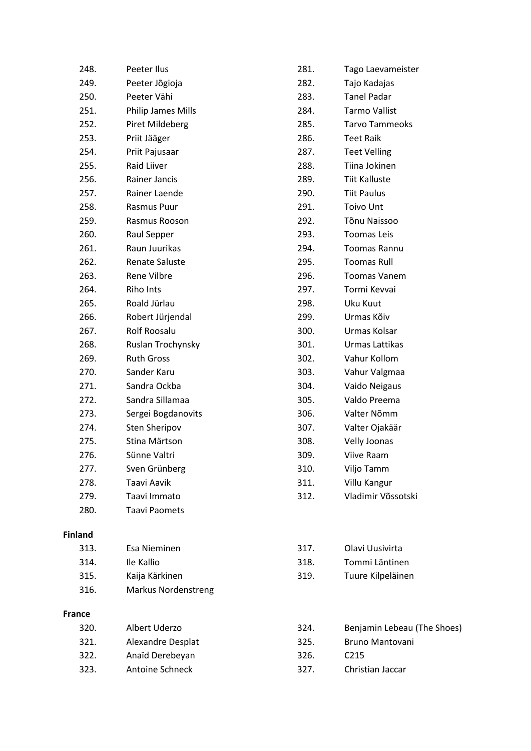248. Peeter Ilus
249. Peeter Jõgioja
250. Peeter Vähi
251. Philip James Mills
252. Piret Mildeberg
253. Priit Jääger
254. Priit Pajusaar
255. Raid Liiver
256. Rainer Jancis
257. Rainer Laende
258. Rasmus Puur
259. Rasmus Rooson
260. Raul Sepper
261. Raun Juurikas
262. Renate Saluste
263. Rene Vilbre
264. Riho Ints
265. Roald Jürlau
266. Robert Jürjendal
267. Rolf Roosalu
268. Ruslan Trochynsky
269. Ruth Gross
270. Sander Karu
271. Sandra Ockba
272. Sandra Sillamaa
273. Sergei Bogdanovits
274. Sten Sheripov
275. Stina Märtson
276. Sünne Valtri
277. Sven Grünberg
278. Taavi Aavik
279. Taavi Immato
280. Taavi Paomets
281. Tago Laevameister
282. Tajo Kadajas
283. Tanel Padar
284. Tarmo Vallist
285. Tarvo Tammeoks
286. Teet Raik
287. Teet Velling
288. Tiina Jokinen
289. Tiit Kalluste
290. Tiit Paulus
291. Toivo Unt
292. Tõnu Naissoo
293. Toomas Leis
294. Toomas Rannu
295. Toomas Rull
296. Toomas Vanem
297. Tormi Kevvai
298. Uku Kuut
299. Urmas Kõiv
300. Urmas Kolsar
301. Urmas Lattikas
302. Vahur Kollom
303. Vahur Valgmaa
304. Vaido Neigaus
305. Valdo Preema
306. Valter Nõmm
307. Valter Ojakäär
308. Velly Joonas
309. Viive Raam
310. Viljo Tamm
311. Villu Kangur
312. Vladimir Võssotski

**Finland**

313. Esa Nieminen
314. Ile Kallio
315. Kaija Kärkinen
316. Markus Nordenstreng
317. Olavi Uusivirta
318. Tommi Läntinen
319. Tuure Kilpeläinen

**France**

320. Albert Uderzo
321. Alexandre Desplat
322. Anaïd Derebeyan
323. Antoine Schneck
324. Benjamin Lebeau (The Shoes)
325. Bruno Mantovani
326. C215
327. Christian Jaccar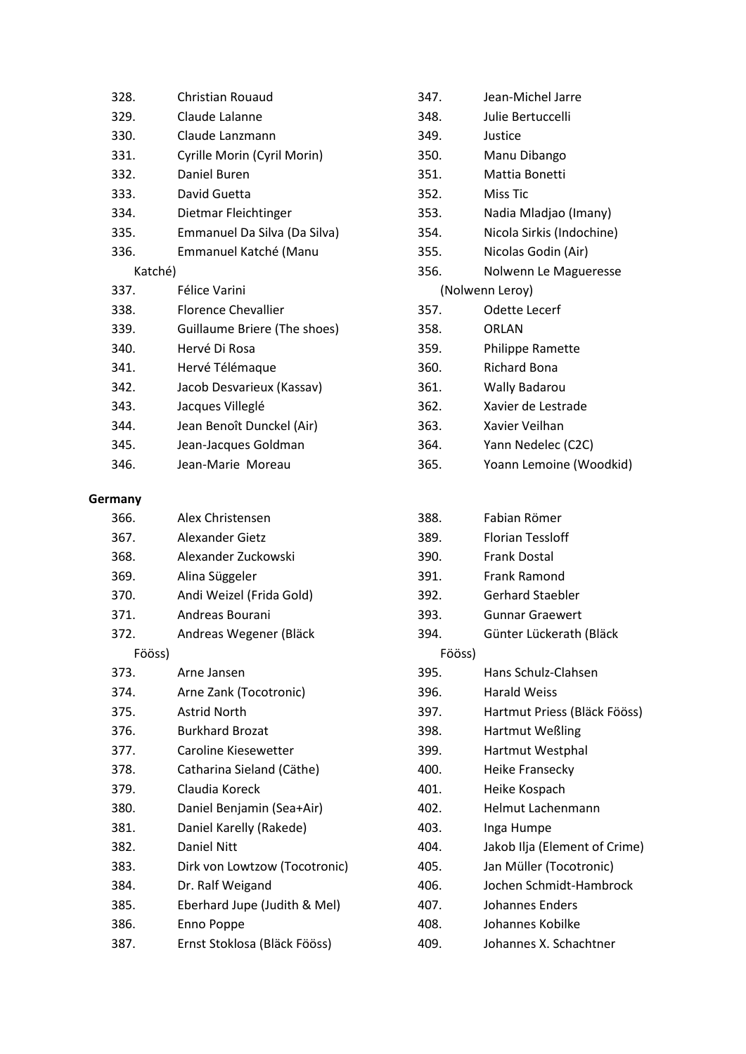328. Christian Rouaud
329. Claude Lalanne
330. Claude Lanzmann
331. Cyrille Morin (Cyril Morin)
332. Daniel Buren
333. David Guetta
334. Dietmar Fleichtinger
335. Emmanuel Da Silva (Da Silva)
336. Emmanuel Katché (Manu Katché)
337. Félice Varini
338. Florence Chevallier
339. Guillaume Briere (The shoes)
340. Hervé Di Rosa
341. Hervé Télémaque
342. Jacob Desvarieux (Kassav)
343. Jacques Villeglé
344. Jean Benoît Dunckel (Air)
345. Jean-Jacques Goldman
346. Jean-Marie Moreau
347. Jean-Michel Jarre
348. Julie Bertuccelli
349. Justice
350. Manu Dibango
351. Mattia Bonetti
352. Miss Tic
353. Nadia Mladjao (Imany)
354. Nicola Sirkis (Indochine)
355. Nicolas Godin (Air)
356. Nolwenn Le Magueresse (Nolwenn Leroy)
357. Odette Lecerf
358. ORLAN
359. Philippe Ramette
360. Richard Bona
361. Wally Badarou
362. Xavier de Lestrade
363. Xavier Veilhan
364. Yann Nedelec (C2C)
365. Yoann Lemoine (Woodkid)

**Germany**

366. Alex Christensen
367. Alexander Gietz
368. Alexander Zuckowski
369. Alina Süggeler
370. Andi Weizel (Frida Gold)
371. Andreas Bourani
372. Andreas Wegener (Bläck Fööss)
373. Arne Jansen
374. Arne Zank (Tocotronic)
375. Astrid North
376. Burkhard Brozat
377. Caroline Kiesewetter
378. Catharina Sieland (Cäthe)
379. Claudia Koreck
380. Daniel Benjamin (Sea+Air)
381. Daniel Karelly (Rakede)
382. Daniel Nitt
383. Dirk von Lowtzow (Tocotronic)
384. Dr. Ralf Weigand
385. Eberhard Jupe (Judith & Mel)
386. Enno Poppe
387. Ernst Stoklosa (Bläck Fööss)
388. Fabian Römer
389. Florian Tessloff
390. Frank Dostal
391. Frank Ramond
392. Gerhard Staebler
393. Gunnar Graewert
394. Günter Lückerath (Bläck Fööss)
395. Hans Schulz-Clahsen
396. Harald Weiss
397. Hartmut Priess (Bläck Fööss)
398. Hartmut Weßling
399. Hartmut Westphal
400. Heike Fransecky
401. Heike Kospach
402. Helmut Lachenmann
403. Inga Humpe
404. Jakob Ilja (Element of Crime)
405. Jan Müller (Tocotronic)
406. Jochen Schmidt-Hambrock
407. Johannes Enders
408. Johannes Kobilke
409. Johannes X. Schachtner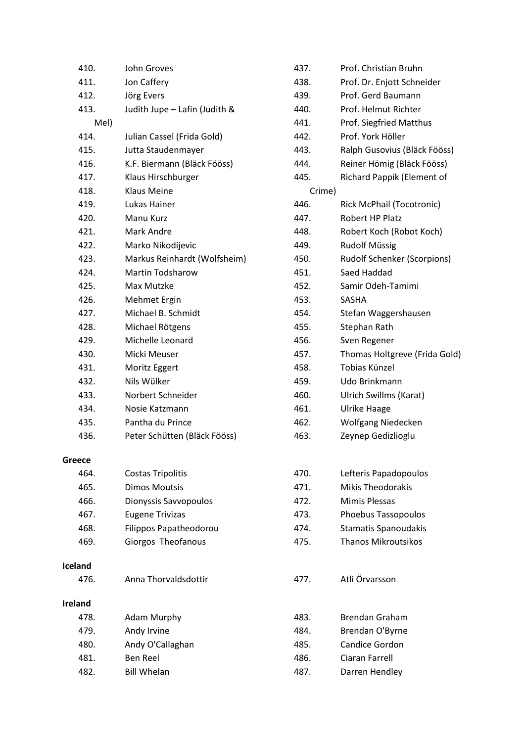410. John Groves
411. Jon Caffery
412. Jörg Evers
413. Judith Jupe – Lafin (Judith & Mel)
414. Julian Cassel (Frida Gold)
415. Jutta Staudenmayer
416. K.F. Biermann (Bläck Fööss)
417. Klaus Hirschburger
418. Klaus Meine
419. Lukas Hainer
420. Manu Kurz
421. Mark Andre
422. Marko Nikodijevic
423. Markus Reinhardt (Wolfsheim)
424. Martin Todsharow
425. Max Mutzke
426. Mehmet Ergin
427. Michael B. Schmidt
428. Michael Rötgens
429. Michelle Leonard
430. Micki Meuser
431. Moritz Eggert
432. Nils Wülker
433. Norbert Schneider
434. Nosie Katzmann
435. Pantha du Prince
436. Peter Schütten (Bläck Fööss)
437. Prof. Christian Bruhn
438. Prof. Dr. Enjott Schneider
439. Prof. Gerd Baumann
440. Prof. Helmut Richter
441. Prof. Siegfried Matthus
442. Prof. York Höller
443. Ralph Gusovius (Bläck Fööss)
444. Reiner Hömig (Bläck Fööss)
445. Richard Pappik (Element of Crime)
446. Rick McPhail (Tocotronic)
447. Robert HP Platz
448. Robert Koch (Robot Koch)
449. Rudolf Müssig
450. Rudolf Schenker (Scorpions)
451. Saed Haddad
452. Samir Odeh-Tamimi
453. SASHA
454. Stefan Waggershausen
455. Stephan Rath
456. Sven Regener
457. Thomas Holtgreve (Frida Gold)
458. Tobias Künzel
459. Udo Brinkmann
460. Ulrich Swillms (Karat)
461. Ulrike Haage
462. Wolfgang Niedecken
463. Zeynep Gedizlioglu

**Greece**

464. Costas Tripolitis
465. Dimos Moutsis
466. Dionyssis Savvopoulos
467. Eugene Trivizas
468. Filippos Papatheodorou
469. Giorgos Theofanous
470. Lefteris Papadopoulos
471. Mikis Theodorakis
472. Mimis Plessas
473. Phoebus Tassopoulos
474. Stamatis Spanoudakis
475. Thanos Mikroutsikos

**Iceland**

476. Anna Thorvaldsdottir
477. Atli Örvarsson

**Ireland**

478. Adam Murphy
479. Andy Irvine
480. Andy O'Callaghan
481. Ben Reel
482. Bill Whelan
483. Brendan Graham
484. Brendan O'Byrne
485. Candice Gordon
486. Ciaran Farrell
487. Darren Hendley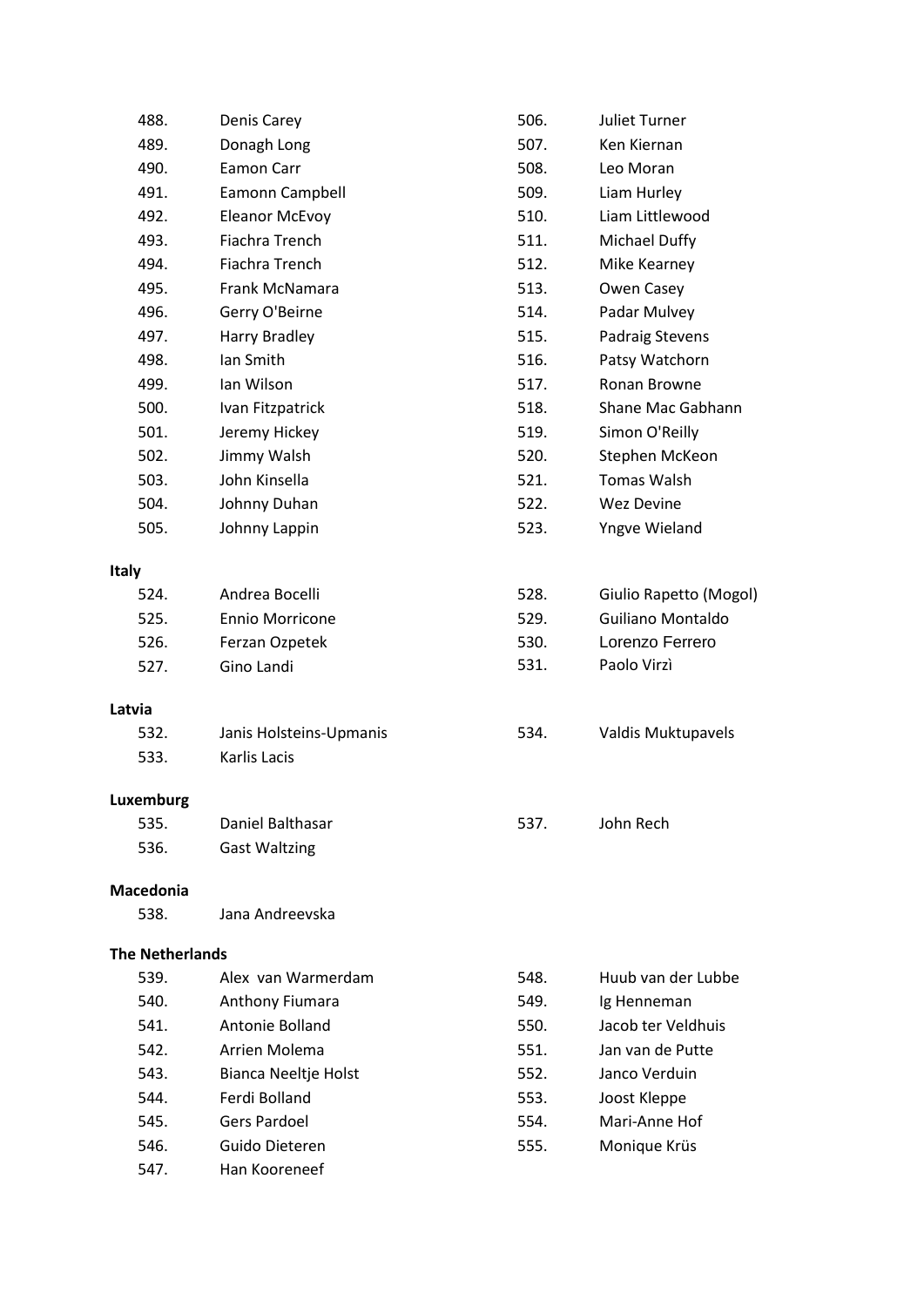488. Denis Carey
489. Donagh Long
490. Eamon Carr
491. Eamonn Campbell
492. Eleanor McEvoy
493. Fiachra Trench
494. Fiachra Trench
495. Frank McNamara
496. Gerry O'Beirne
497. Harry Bradley
498. Ian Smith
499. Ian Wilson
500. Ivan Fitzpatrick
501. Jeremy Hickey
502. Jimmy Walsh
503. John Kinsella
504. Johnny Duhan
505. Johnny Lappin
506. Juliet Turner
507. Ken Kiernan
508. Leo Moran
509. Liam Hurley
510. Liam Littlewood
511. Michael Duffy
512. Mike Kearney
513. Owen Casey
514. Padar Mulvey
515. Padraig Stevens
516. Patsy Watchorn
517. Ronan Browne
518. Shane Mac Gabhann
519. Simon O'Reilly
520. Stephen McKeon
521. Tomas Walsh
522. Wez Devine
523. Yngve Wieland

**Italy**

524. Andrea Bocelli
525. Ennio Morricone
526. Ferzan Ozpetek
527. Gino Landi
528. Giulio Rapetto (Mogol)
529. Guiliano Montaldo
530. Lorenzo Ferrero
531. Paolo Virzì

**Latvia**

532. Janis Holsteins-Upmanis
533. Karlis Lacis
534. Valdis Muktupavels

**Luxemburg**

535. Daniel Balthasar
536. Gast Waltzing
537. John Rech

**Macedonia**

538. Jana Andreevska

**The Netherlands**

539. Alex van Warmerdam
540. Anthony Fiumara
541. Antonie Bolland
542. Arrien Molema
543. Bianca Neeltje Holst
544. Ferdi Bolland
545. Gers Pardoel
546. Guido Dieteren
547. Han Kooreneef
548. Huub van der Lubbe
549. Ig Henneman
550. Jacob ter Veldhuis
551. Jan van de Putte
552. Janco Verduin
553. Joost Kleppe
554. Mari-Anne Hof
555. Monique Krüs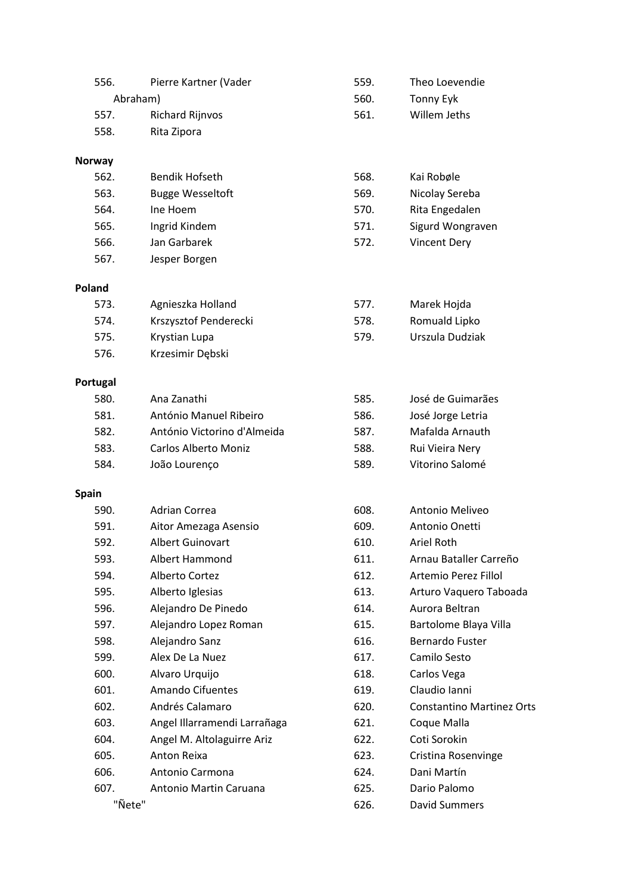556. Pierre Kartner (Vader Abraham)
557. Richard Rijnvos
558. Rita Zipora
559. Theo Loevendie
560. Tonny Eyk
561. Willem Jeths

**Norway**

562. Bendik Hofseth
563. Bugge Wesseltoft
564. Ine Hoem
565. Ingrid Kindem
566. Jan Garbarek
567. Jesper Borgen
568. Kai Robøle
569. Nicolay Sereba
570. Rita Engedalen
571. Sigurd Wongraven
572. Vincent Dery

**Poland**

573. Agnieszka Holland
574. Krszysztof Penderecki
575. Krystian Lupa
576. Krzesimir Dębski
577. Marek Hojda
578. Romuald Lipko
579. Urszula Dudziak

**Portugal**

580. Ana Zanathi
581. António Manuel Ribeiro
582. António Victorino d'Almeida
583. Carlos Alberto Moniz
584. João Lourenço
585. José de Guimarães
586. José Jorge Letria
587. Mafalda Arnauth
588. Rui Vieira Nery
589. Vitorino Salomé

**Spain**

590. Adrian Correa
591. Aitor Amezaga Asensio
592. Albert Guinovart
593. Albert Hammond
594. Alberto Cortez
595. Alberto Iglesias
596. Alejandro De Pinedo
597. Alejandro Lopez Roman
598. Alejandro Sanz
599. Alex De La Nuez
600. Alvaro Urquijo
601. Amando Cifuentes
602. Andrés Calamaro
603. Angel Illarramendi Larrañaga
604. Angel M. Altolaguirre Ariz
605. Anton Reixa
606. Antonio Carmona
607. Antonio Martin Caruana "Ñete"
608. Antonio Meliveo
609. Antonio Onetti
610. Ariel Roth
611. Arnau Bataller Carreño
612. Artemio Perez Fillol
613. Arturo Vaquero Taboada
614. Aurora Beltran
615. Bartolome Blaya Villa
616. Bernardo Fuster
617. Camilo Sesto
618. Carlos Vega
619. Claudio Ianni
620. Constantino Martinez Orts
621. Coque Malla
622. Coti Sorokin
623. Cristina Rosenvinge
624. Dani Martín
625. Dario Palomo
626. David Summers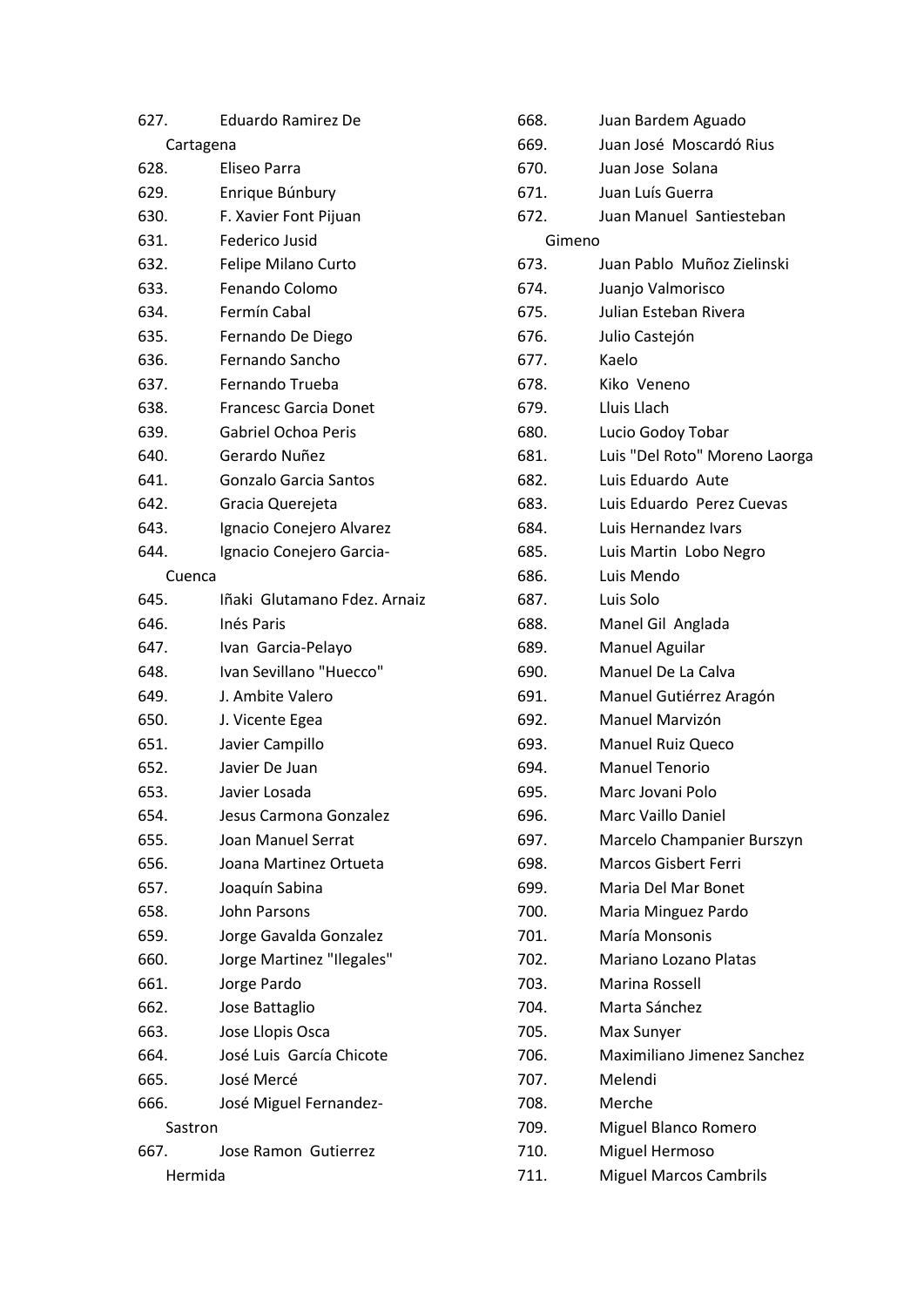627. Eduardo Ramirez De Cartagena
628. Eliseo Parra
629. Enrique Búnbury
630. F. Xavier Font Pijuan
631. Federico Jusid
632. Felipe Milano Curto
633. Fenando Colomo
634. Fermín Cabal
635. Fernando De Diego
636. Fernando Sancho
637. Fernando Trueba
638. Francesc Garcia Donet
639. Gabriel Ochoa Peris
640. Gerardo Nuñez
641. Gonzalo Garcia Santos
642. Gracia Querejeta
643. Ignacio Conejero Alvarez
644. Ignacio Conejero Garcia-Cuenca
645. Iñaki Glutamano Fdez. Arnaiz
646. Inés Paris
647. Ivan Garcia-Pelayo
648. Ivan Sevillano "Huecco"
649. J. Ambite Valero
650. J. Vicente Egea
651. Javier Campillo
652. Javier De Juan
653. Javier Losada
654. Jesus Carmona Gonzalez
655. Joan Manuel Serrat
656. Joana Martinez Ortueta
657. Joaquín Sabina
658. John Parsons
659. Jorge Gavalda Gonzalez
660. Jorge Martinez "Ilegales"
661. Jorge Pardo
662. Jose Battaglio
663. Jose Llopis Osca
664. José Luis García Chicote
665. José Mercé
666. José Miguel Fernandez-Sastron
667. Jose Ramon Gutierrez Hermida
668. Juan Bardem Aguado
669. Juan José Moscardó Rius
670. Juan Jose Solana
671. Juan Luís Guerra
672. Juan Manuel Santiesteban Gimeno
673. Juan Pablo Muñoz Zielinski
674. Juanjo Valmorisco
675. Julian Esteban Rivera
676. Julio Castejón
677. Kaelo
678. Kiko Veneno
679. Lluis Llach
680. Lucio Godoy Tobar
681. Luis "Del Roto" Moreno Laorga
682. Luis Eduardo Aute
683. Luis Eduardo Perez Cuevas
684. Luis Hernandez Ivars
685. Luis Martin Lobo Negro
686. Luis Mendo
687. Luis Solo
688. Manel Gil Anglada
689. Manuel Aguilar
690. Manuel De La Calva
691. Manuel Gutiérrez Aragón
692. Manuel Marvizón
693. Manuel Ruiz Queco
694. Manuel Tenorio
695. Marc Jovani Polo
696. Marc Vaillo Daniel
697. Marcelo Champanier Burszyn
698. Marcos Gisbert Ferri
699. Maria Del Mar Bonet
700. Maria Minguez Pardo
701. María Monsonis
702. Mariano Lozano Platas
703. Marina Rossell
704. Marta Sánchez
705. Max Sunyer
706. Maximiliano Jimenez Sanchez
707. Melendi
708. Merche
709. Miguel Blanco Romero
710. Miguel Hermoso
711. Miguel Marcos Cambrils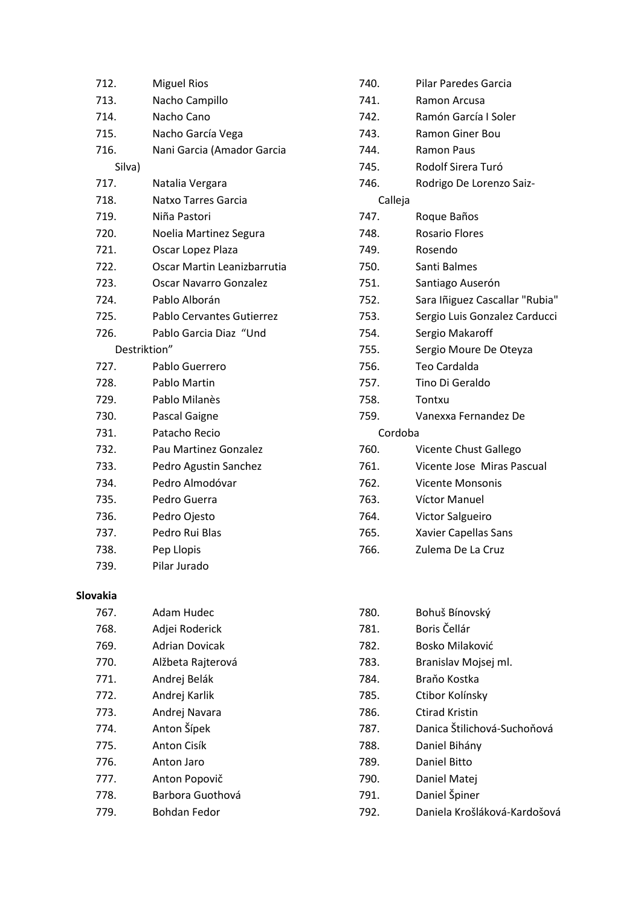712. Miguel Rios
713. Nacho Campillo
714. Nacho Cano
715. Nacho García Vega
716. Nani Garcia (Amador Garcia Silva)
717. Natalia Vergara
718. Natxo Tarres Garcia
719. Niña Pastori
720. Noelia Martinez Segura
721. Oscar Lopez Plaza
722. Oscar Martin Leanizbarrutia
723. Oscar Navarro Gonzalez
724. Pablo Alborán
725. Pablo Cervantes Gutierrez
726. Pablo Garcia Diaz “Und Destriktion”
727. Pablo Guerrero
728. Pablo Martin
729. Pablo Milanès
730. Pascal Gaigne
731. Patacho Recio
732. Pau Martinez Gonzalez
733. Pedro Agustin Sanchez
734. Pedro Almodóvar
735. Pedro Guerra
736. Pedro Ojesto
737. Pedro Rui Blas
738. Pep Llopis
739. Pilar Jurado
740. Pilar Paredes Garcia
741. Ramon Arcusa
742. Ramón García I Soler
743. Ramon Giner Bou
744. Ramon Paus
745. Rodolf Sirera Turó
746. Rodrigo De Lorenzo Saiz-Calleja
747. Roque Baños
748. Rosario Flores
749. Rosendo
750. Santi Balmes
751. Santiago Auserón
752. Sara Iñiguez Cascallar "Rubia"
753. Sergio Luis Gonzalez Carducci
754. Sergio Makaroff
755. Sergio Moure De Oteyza
756. Teo Cardalda
757. Tino Di Geraldo
758. Tontxu
759. Vanexxa Fernandez De Cordoba
760. Vicente Chust Gallego
761. Vicente Jose Miras Pascual
762. Vicente Monsonis
763. Víctor Manuel
764. Victor Salgueiro
765. Xavier Capellas Sans
766. Zulema De La Cruz

**Slovakia**

767. Adam Hudec
768. Adjei Roderick
769. Adrian Dovicak
770. Alžbeta Rajterová
771. Andrej Belák
772. Andrej Karlik
773. Andrej Navara
774. Anton Šípek
775. Anton Cisík
776. Anton Jaro
777. Anton Popovič
778. Barbora Guothová
779. Bohdan Fedor
780. Bohuš Bínovský
781. Boris Čellár
782. Bosko Milaković
783. Branislav Mojsej ml.
784. Braňo Kostka
785. Ctibor Kolínsky
786. Ctirad Kristin
787. Danica Štilichová-Suchoňová
788. Daniel Bihány
789. Daniel Bitto
790. Daniel Matej
791. Daniel Špiner
792. Daniela Krošláková-Kardošová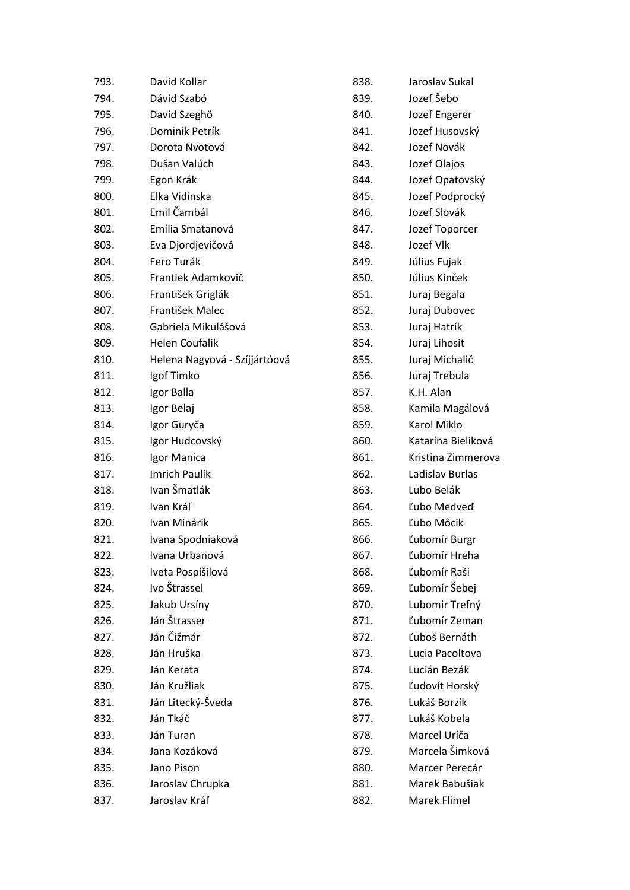793. David Kollar
794. Dávid Szabó
795. David Szeghö
796. Dominik Petrík
797. Dorota Nvotová
798. Dušan Valúch
799. Egon Krák
800. Elka Vidinska
801. Emil Čambál
802. Emília Smatanová
803. Eva Djordjevičová
804. Fero Turák
805. Frantiek Adamkovič
806. František Griglák
807. František Malec
808. Gabriela Mikulášová
809. Helen Coufalik
810. Helena Nagyová - Szíjjártóová
811. Igof Timko
812. Igor Balla
813. Igor Belaj
814. Igor Guryča
815. Igor Hudcovský
816. Igor Manica
817. Imrich Paulík
818. Ivan Šmatlák
819. Ivan Kráľ
820. Ivan Minárik
821. Ivana Spodniaková
822. Ivana Urbanová
823. Iveta Pospíšilová
824. Ivo Štrassel
825. Jakub Ursíny
826. Ján Štrasser
827. Ján Čižmár
828. Ján Hruška
829. Ján Kerata
830. Ján Kružliak
831. Ján Litecký-Šveda
832. Ján Tkáč
833. Ján Turan
834. Jana Kozáková
835. Jano Pison
836. Jaroslav Chrupka
837. Jaroslav Kráľ
838. Jaroslav Sukal
839. Jozef Šebo
840. Jozef Engerer
841. Jozef Husovský
842. Jozef Novák
843. Jozef Olajos
844. Jozef Opatovský
845. Jozef Podprocký
846. Jozef Slovák
847. Jozef Toporcer
848. Jozef Vlk
849. Július Fujak
850. Július Kinček
851. Juraj Begala
852. Juraj Dubovec
853. Juraj Hatrík
854. Juraj Lihosit
855. Juraj Michalič
856. Juraj Trebula
857. K.H. Alan
858. Kamila Magálová
859. Karol Miklo
860. Katarína Bieliková
861. Kristina Zimmerova
862. Ladislav Burlas
863. Lubo Belák
864. Ľubo Medveď
865. Ľubo Môcik
866. Ľubomír Burgr
867. Ľubomír Hreha
868. Ľubomír Raši
869. Ľubomír Šebej
870. Lubomir Trefný
871. Ľubomír Zeman
872. Ľuboš Bernáth
873. Lucia Pacoltova
874. Lucián Bezák
875. Ľudovít Horský
876. Lukáš Borzík
877. Lukáš Kobela
878. Marcel Uríča
879. Marcela Šimková
880. Marcer Perecár
881. Marek Babušiak
882. Marek Flimel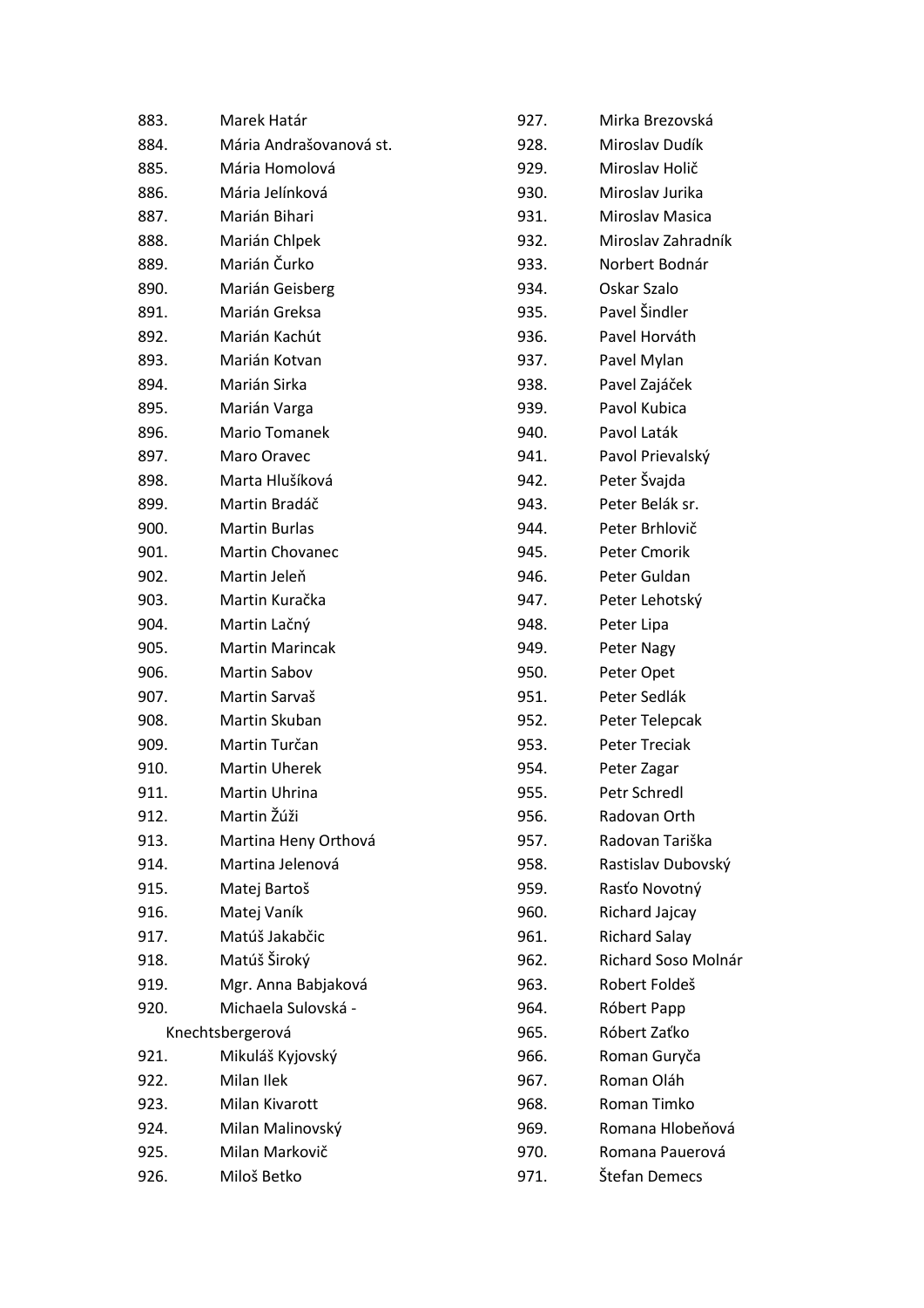883. Marek Határ
884. Mária Andrašovanová st.
885. Mária Homolová
886. Mária Jelínková
887. Marián Bihari
888. Marián Chlpek
889. Marián Čurko
890. Marián Geisberg
891. Marián Greksa
892. Marián Kachút
893. Marián Kotvan
894. Marián Sirka
895. Marián Varga
896. Mario Tomanek
897. Maro Oravec
898. Marta Hlušíková
899. Martin Bradáč
900. Martin Burlas
901. Martin Chovanec
902. Martin Jeleň
903. Martin Kuračka
904. Martin Lačný
905. Martin Marincak
906. Martin Sabov
907. Martin Sarvaš
908. Martin Skuban
909. Martin Turčan
910. Martin Uherek
911. Martin Uhrina
912. Martin Žúži
913. Martina Heny Orthová
914. Martina Jelenová
915. Matej Bartoš
916. Matej Vaník
917. Matúš Jakabčic
918. Matúš Široký
919. Mgr. Anna Babjaková
920. Michaela Sulovská - Knechtsbergerová
921. Mikuláš Kyjovský
922. Milan Ilek
923. Milan Kivarott
924. Milan Malinovský
925. Milan Markovič
926. Miloš Betko
927. Mirka Brezovská
928. Miroslav Dudík
929. Miroslav Holič
930. Miroslav Jurika
931. Miroslav Masica
932. Miroslav Zahradník
933. Norbert Bodnár
934. Oskar Szalo
935. Pavel Šindler
936. Pavel Horváth
937. Pavel Mylan
938. Pavel Zajáček
939. Pavol Kubica
940. Pavol Laták
941. Pavol Prievalský
942. Peter Švajda
943. Peter Belák sr.
944. Peter Brhlovič
945. Peter Cmorik
946. Peter Guldan
947. Peter Lehotský
948. Peter Lipa
949. Peter Nagy
950. Peter Opet
951. Peter Sedlák
952. Peter Telepcak
953. Peter Treciak
954. Peter Zagar
955. Petr Schredl
956. Radovan Orth
957. Radovan Tariška
958. Rastislav Dubovský
959. Rasťo Novotný
960. Richard Jajcay
961. Richard Salay
962. Richard Soso Molnár
963. Robert Foldeš
964. Róbert Papp
965. Róbert Zaťko
966. Roman Guryča
967. Roman Oláh
968. Roman Timko
969. Romana Hlobeňová
970. Romana Pauerová
971. Štefan Demecs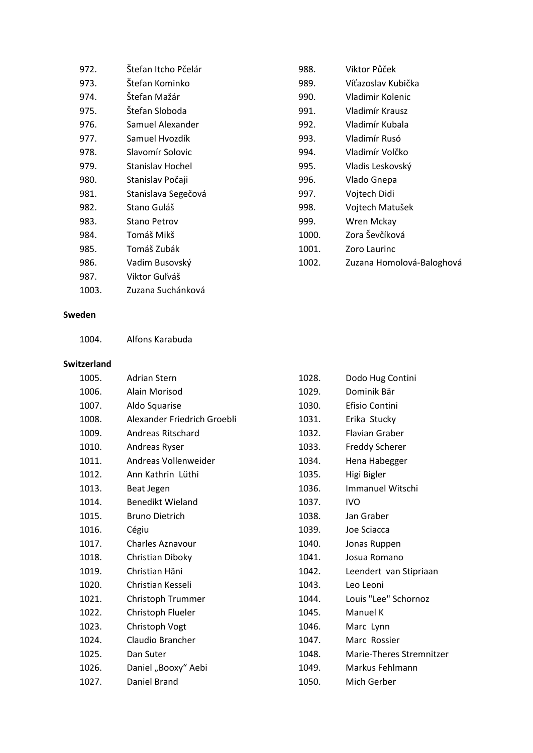972. Štefan Itcho Pčelár
973. Štefan Kominko
974. Štefan Mažár
975. Štefan Sloboda
976. Samuel Alexander
977. Samuel Hvozdík
978. Slavomír Solovic
979. Stanislav Hochel
980. Stanislav Počaji
981. Stanislava Segečová
982. Stano Guláš
983. Stano Petrov
984. Tomáš Mikš
985. Tomáš Zubák
986. Vadim Busovský
987. Viktor Guľváš
988. Viktor Půček
989. Víťazoslav Kubička
990. Vladimir Kolenic
991. Vladimír Krausz
992. Vladimír Kubala
993. Vladimír Rusó
994. Vladimír Volčko
995. Vladis Leskovský
996. Vlado Gnepa
997. Vojtech Didi
998. Vojtech Matušek
999. Wren Mckay
1000. Zora Ševčíková
1001. Zoro Laurinc
1002. Zuzana Homolová-Baloghová
1003. Zuzana Suchánková

**Sweden**

1004. Alfons Karabuda

**Switzerland**

1005. Adrian Stern
1006. Alain Morisod
1007. Aldo Squarise
1008. Alexander Friedrich Groebli
1009. Andreas Ritschard
1010. Andreas Ryser
1011. Andreas Vollenweider
1012. Ann Kathrin Lüthi
1013. Beat Jegen
1014. Benedikt Wieland
1015. Bruno Dietrich
1016. Cégiu
1017. Charles Aznavour
1018. Christian Diboky
1019. Christian Häni
1020. Christian Kesseli
1021. Christoph Trummer
1022. Christoph Flueler
1023. Christoph Vogt
1024. Claudio Brancher
1025. Dan Suter
1026. Daniel „Booxy“ Aebi
1027. Daniel Brand
1028. Dodo Hug Contini
1029. Dominik Bär
1030. Efisio Contini
1031. Erika Stucky
1032. Flavian Graber
1033. Freddy Scherer
1034. Hena Habegger
1035. Higi Bigler
1036. Immanuel Witschi
1037. IVO
1038. Jan Graber
1039. Joe Sciacca
1040. Jonas Ruppen
1041. Josua Romano
1042. Leendert van Stipriaan
1043. Leo Leoni
1044. Louis "Lee" Schornoz
1045. Manuel K
1046. Marc Lynn
1047. Marc Rossier
1048. Marie-Theres Stremnitzer
1049. Markus Fehlmann
1050. Mich Gerber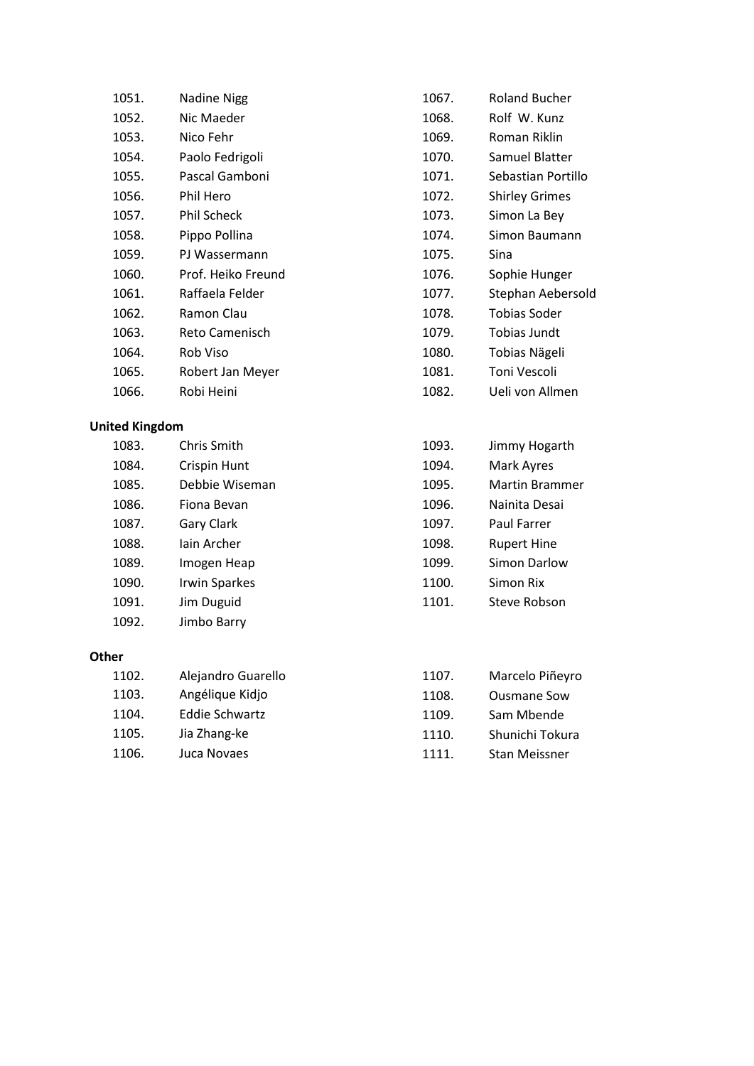1051. Nadine Nigg
1052. Nic Maeder
1053. Nico Fehr
1054. Paolo Fedrigoli
1055. Pascal Gamboni
1056. Phil Hero
1057. Phil Scheck
1058. Pippo Pollina
1059. PJ Wassermann
1060. Prof. Heiko Freund
1061. Raffaela Felder
1062. Ramon Clau
1063. Reto Camenisch
1064. Rob Viso
1065. Robert Jan Meyer
1066. Robi Heini
1067. Roland Bucher
1068. Rolf W. Kunz
1069. Roman Riklin
1070. Samuel Blatter
1071. Sebastian Portillo
1072. Shirley Grimes
1073. Simon La Bey
1074. Simon Baumann
1075. Sina
1076. Sophie Hunger
1077. Stephan Aebersold
1078. Tobias Soder
1079. Tobias Jundt
1080. Tobias Nägeli
1081. Toni Vescoli
1082. Ueli von Allmen

**United Kingdom**

1083. Chris Smith
1084. Crispin Hunt
1085. Debbie Wiseman
1086. Fiona Bevan
1087. Gary Clark
1088. Iain Archer
1089. Imogen Heap
1090. Irwin Sparkes
1091. Jim Duguid
1092. Jimbo Barry
1093. Jimmy Hogarth
1094. Mark Ayres
1095. Martin Brammer
1096. Nainita Desai
1097. Paul Farrer
1098. Rupert Hine
1099. Simon Darlow
1100. Simon Rix
1101. Steve Robson

**Other**

1102. Alejandro Guarello
1103. Angélique Kidjo
1104. Eddie Schwartz
1105. Jia Zhang-ke
1106. Juca Novaes
1107. Marcelo Piñeyro
1108. Ousmane Sow
1109. Sam Mbende
1110. Shunichi Tokura
1111. Stan Meissner